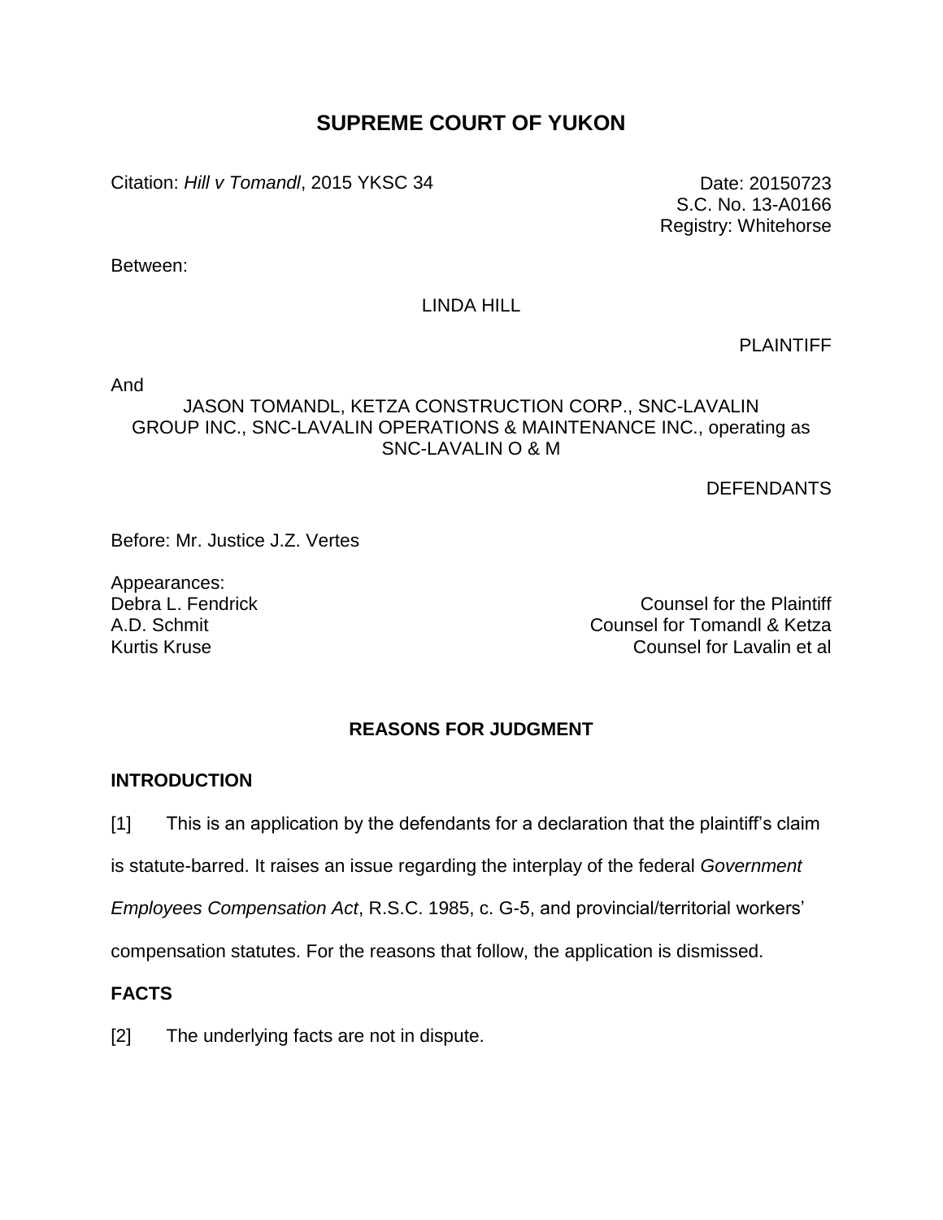# SUPREME COURT OF YUKON

Citation: *Hill v Tomandl*, 2015 YKSC 34

Date: 20150723
S.C. No. 13-A0166
Registry: Whitehorse

Between:

LINDA HILL

PLAINTIFF

And

JASON TOMANDL, KETZA CONSTRUCTION CORP., SNC-LAVALIN GROUP INC., SNC-LAVALIN OPERATIONS & MAINTENANCE INC., operating as SNC-LAVALIN O & M

DEFENDANTS

Before: Mr. Justice J.Z. Vertes

Appearances:

| | |
|---|---|
| Debra L. Fendrick | Counsel for the Plaintiff |
| A.D. Schmit | Counsel for Tomandl & Ketza |
| Kurtis Kruse | Counsel for Lavalin et al |

## REASONS FOR JUDGMENT

### INTRODUCTION

[1] This is an application by the defendants for a declaration that the plaintiff's claim is statute-barred. It raises an issue regarding the interplay of the federal *Government Employees Compensation Act*, R.S.C. 1985, c. G-5, and provincial/territorial workers' compensation statutes. For the reasons that follow, the application is dismissed.

### FACTS

[2] The underlying facts are not in dispute.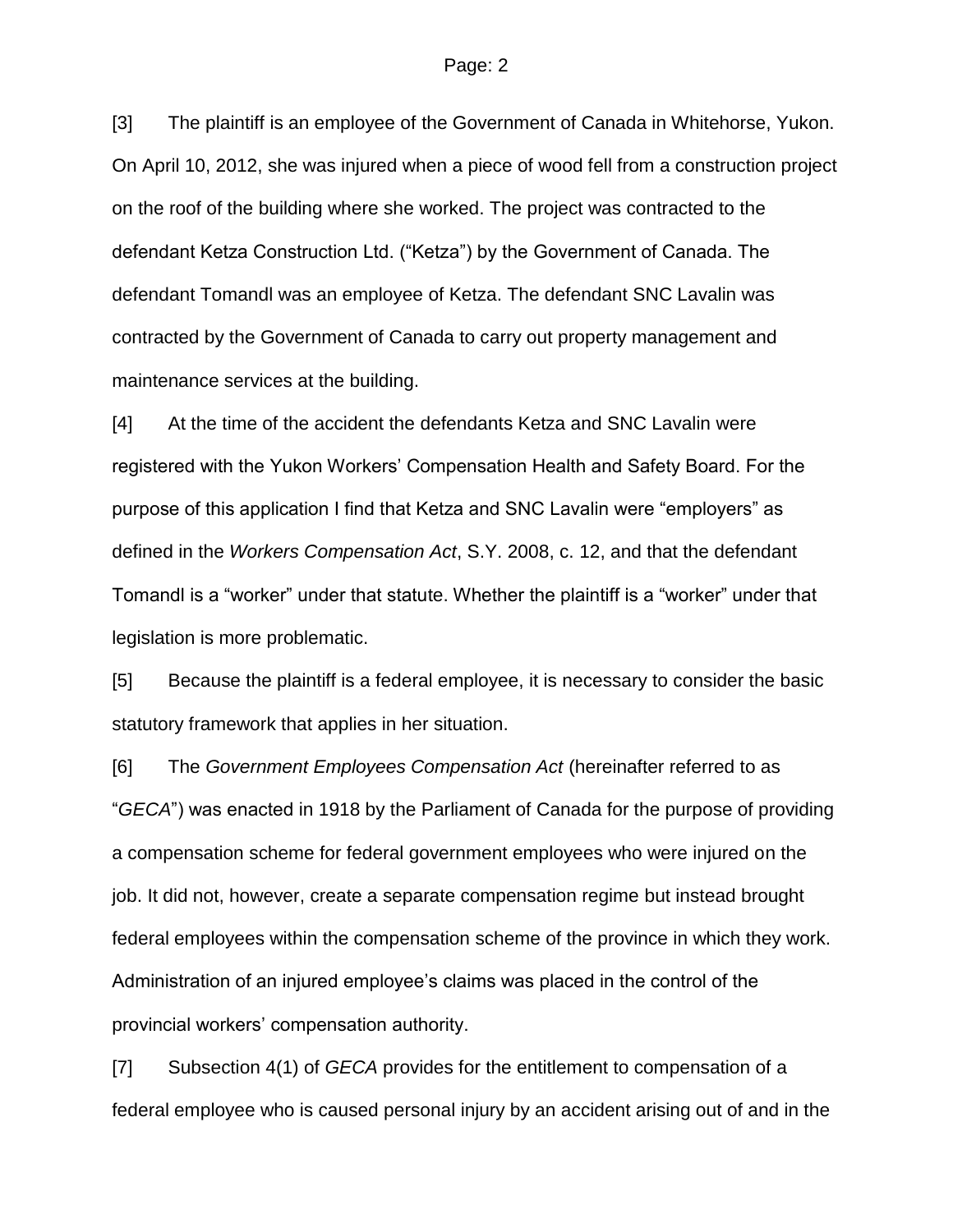[3] The plaintiff is an employee of the Government of Canada in Whitehorse, Yukon. On April 10, 2012, she was injured when a piece of wood fell from a construction project on the roof of the building where she worked. The project was contracted to the defendant Ketza Construction Ltd. ("Ketza") by the Government of Canada. The defendant Tomandl was an employee of Ketza. The defendant SNC Lavalin was contracted by the Government of Canada to carry out property management and maintenance services at the building.

[4] At the time of the accident the defendants Ketza and SNC Lavalin were registered with the Yukon Workers' Compensation Health and Safety Board. For the purpose of this application I find that Ketza and SNC Lavalin were "employers" as defined in the *Workers Compensation Act*, S.Y. 2008, c. 12, and that the defendant Tomandl is a "worker" under that statute. Whether the plaintiff is a "worker" under that legislation is more problematic.

[5] Because the plaintiff is a federal employee, it is necessary to consider the basic statutory framework that applies in her situation.

[6] The *Government Employees Compensation Act* (hereinafter referred to as "*GECA*") was enacted in 1918 by the Parliament of Canada for the purpose of providing a compensation scheme for federal government employees who were injured on the job. It did not, however, create a separate compensation regime but instead brought federal employees within the compensation scheme of the province in which they work. Administration of an injured employee's claims was placed in the control of the provincial workers' compensation authority.

[7] Subsection 4(1) of *GECA* provides for the entitlement to compensation of a federal employee who is caused personal injury by an accident arising out of and in the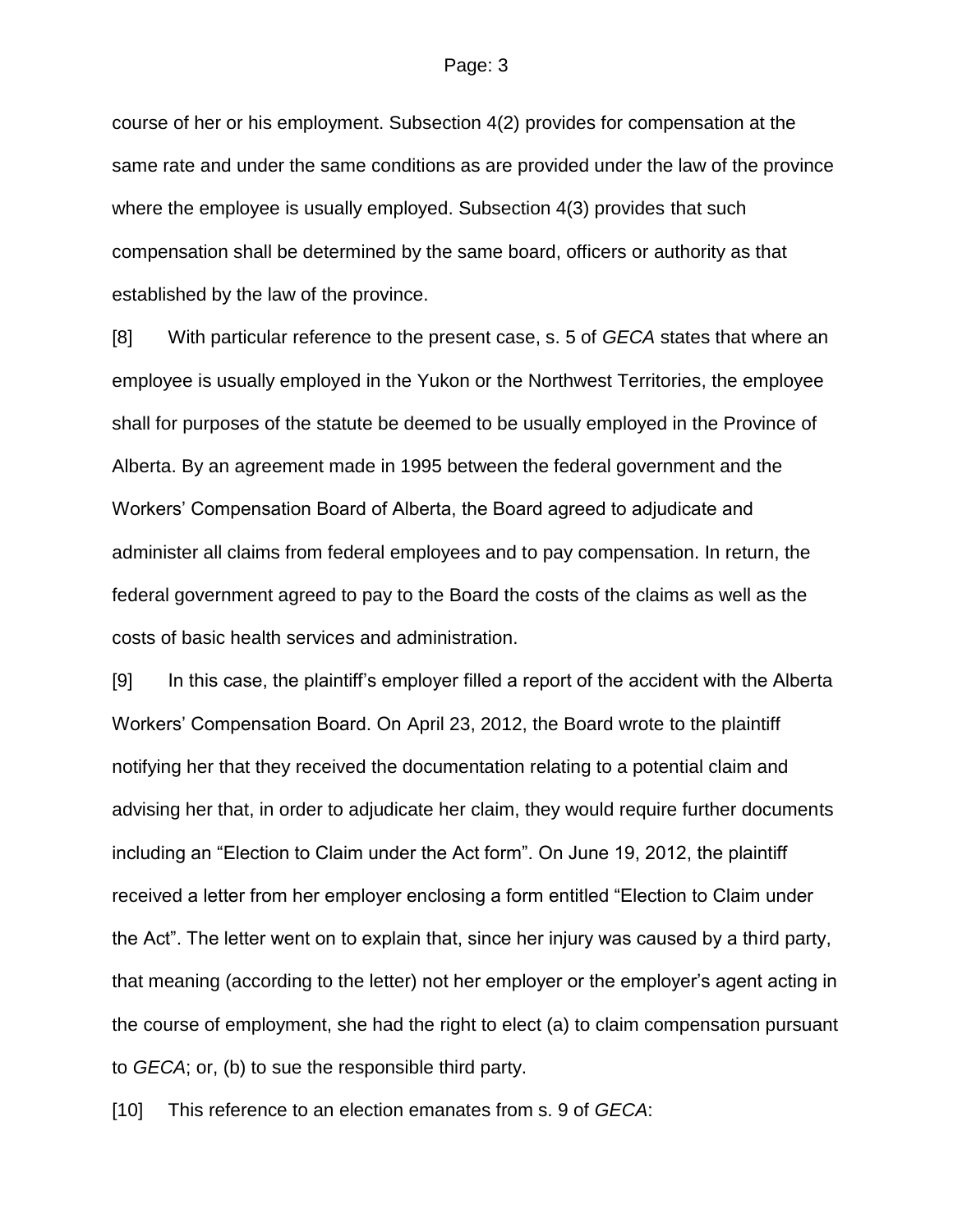course of her or his employment. Subsection 4(2) provides for compensation at the same rate and under the same conditions as are provided under the law of the province where the employee is usually employed. Subsection 4(3) provides that such compensation shall be determined by the same board, officers or authority as that established by the law of the province.

[8] With particular reference to the present case, s. 5 of *GECA* states that where an employee is usually employed in the Yukon or the Northwest Territories, the employee shall for purposes of the statute be deemed to be usually employed in the Province of Alberta. By an agreement made in 1995 between the federal government and the Workers' Compensation Board of Alberta, the Board agreed to adjudicate and administer all claims from federal employees and to pay compensation. In return, the federal government agreed to pay to the Board the costs of the claims as well as the costs of basic health services and administration.

[9] In this case, the plaintiff's employer filled a report of the accident with the Alberta Workers' Compensation Board. On April 23, 2012, the Board wrote to the plaintiff notifying her that they received the documentation relating to a potential claim and advising her that, in order to adjudicate her claim, they would require further documents including an "Election to Claim under the Act form". On June 19, 2012, the plaintiff received a letter from her employer enclosing a form entitled "Election to Claim under the Act". The letter went on to explain that, since her injury was caused by a third party, that meaning (according to the letter) not her employer or the employer's agent acting in the course of employment, she had the right to elect (a) to claim compensation pursuant to *GECA*; or, (b) to sue the responsible third party.

[10] This reference to an election emanates from s. 9 of *GECA*: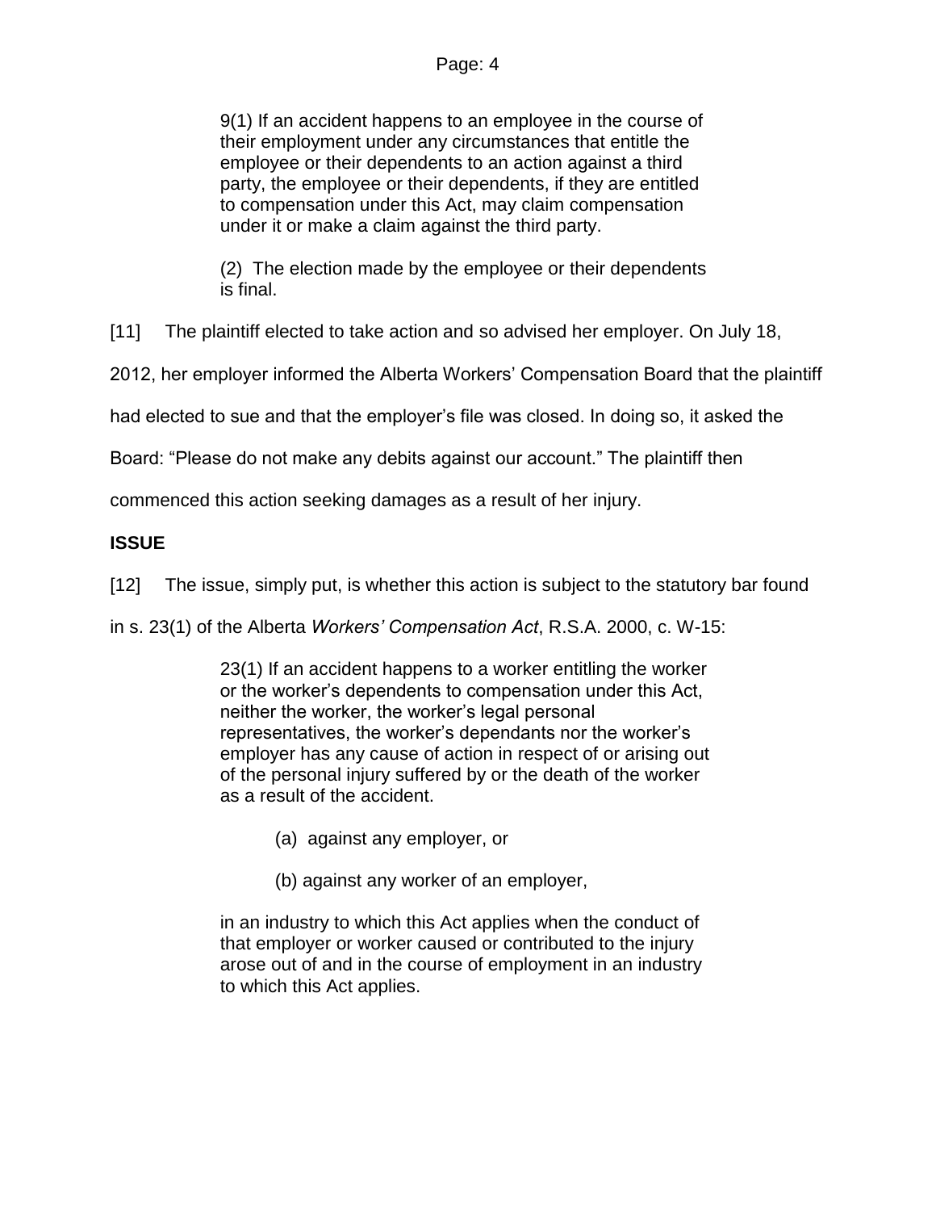> 9(1) If an accident happens to an employee in the course of their employment under any circumstances that entitle the employee or their dependents to an action against a third party, the employee or their dependents, if they are entitled to compensation under this Act, may claim compensation under it or make a claim against the third party.
>
> (2) The election made by the employee or their dependents is final.

[11] The plaintiff elected to take action and so advised her employer. On July 18, 2012, her employer informed the Alberta Workers' Compensation Board that the plaintiff had elected to sue and that the employer's file was closed. In doing so, it asked the Board: "Please do not make any debits against our account." The plaintiff then commenced this action seeking damages as a result of her injury.

**ISSUE**

[12] The issue, simply put, is whether this action is subject to the statutory bar found in s. 23(1) of the Alberta *Workers' Compensation Act*, R.S.A. 2000, c. W-15:

> 23(1) If an accident happens to a worker entitling the worker or the worker's dependents to compensation under this Act, neither the worker, the worker's legal personal representatives, the worker's dependants nor the worker's employer has any cause of action in respect of or arising out of the personal injury suffered by or the death of the worker as a result of the accident.
>
> (a) against any employer, or
>
> (b) against any worker of an employer,
>
> in an industry to which this Act applies when the conduct of that employer or worker caused or contributed to the injury arose out of and in the course of employment in an industry to which this Act applies.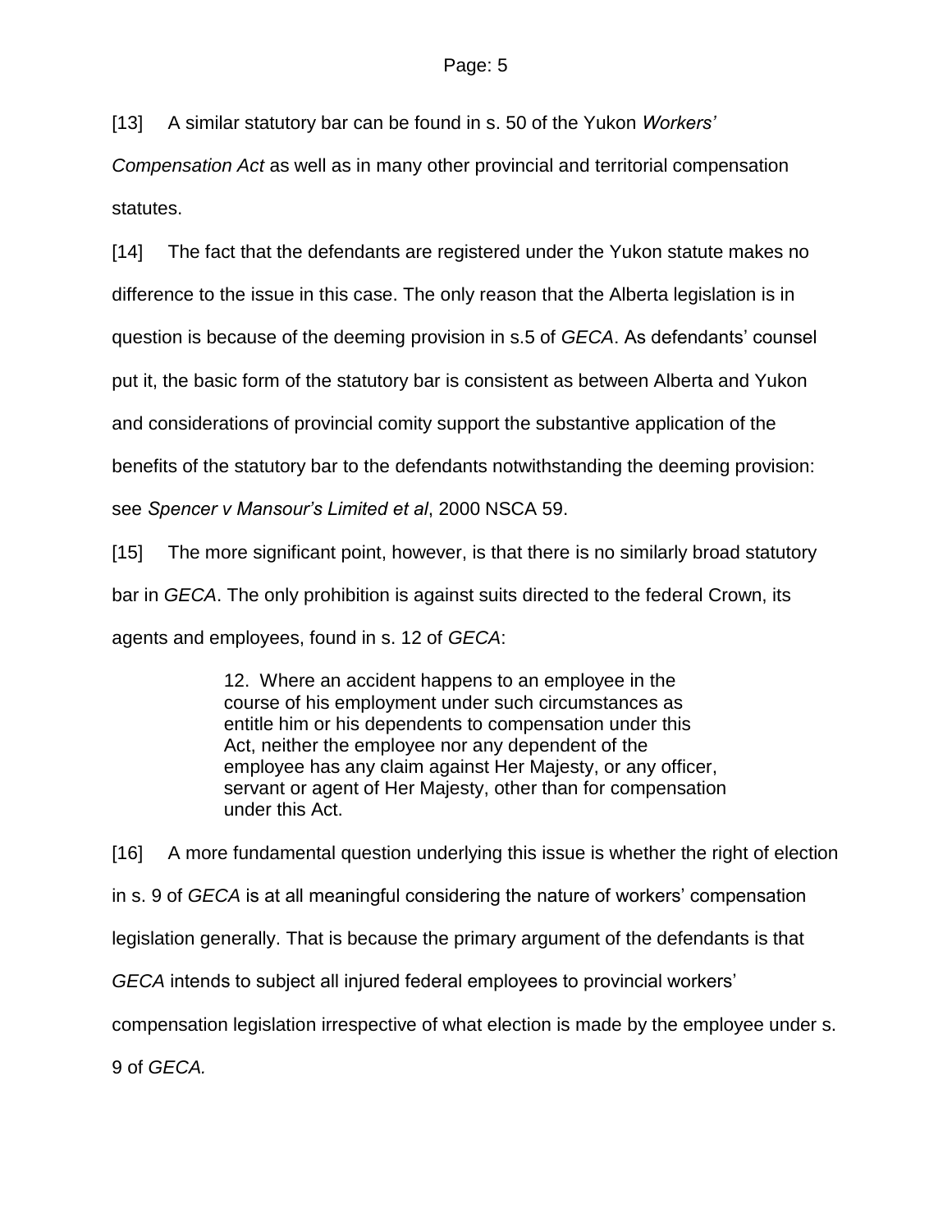[13] A similar statutory bar can be found in s. 50 of the Yukon *Workers' Compensation Act* as well as in many other provincial and territorial compensation statutes.

[14] The fact that the defendants are registered under the Yukon statute makes no difference to the issue in this case. The only reason that the Alberta legislation is in question is because of the deeming provision in s.5 of *GECA*. As defendants' counsel put it, the basic form of the statutory bar is consistent as between Alberta and Yukon and considerations of provincial comity support the substantive application of the benefits of the statutory bar to the defendants notwithstanding the deeming provision: see *Spencer v Mansour's Limited et al*, 2000 NSCA 59.

[15] The more significant point, however, is that there is no similarly broad statutory bar in *GECA*. The only prohibition is against suits directed to the federal Crown, its agents and employees, found in s. 12 of *GECA*:

> 12. Where an accident happens to an employee in the course of his employment under such circumstances as entitle him or his dependents to compensation under this Act, neither the employee nor any dependent of the employee has any claim against Her Majesty, or any officer, servant or agent of Her Majesty, other than for compensation under this Act.

[16] A more fundamental question underlying this issue is whether the right of election in s. 9 of *GECA* is at all meaningful considering the nature of workers' compensation legislation generally. That is because the primary argument of the defendants is that *GECA* intends to subject all injured federal employees to provincial workers' compensation legislation irrespective of what election is made by the employee under s. 9 of *GECA.*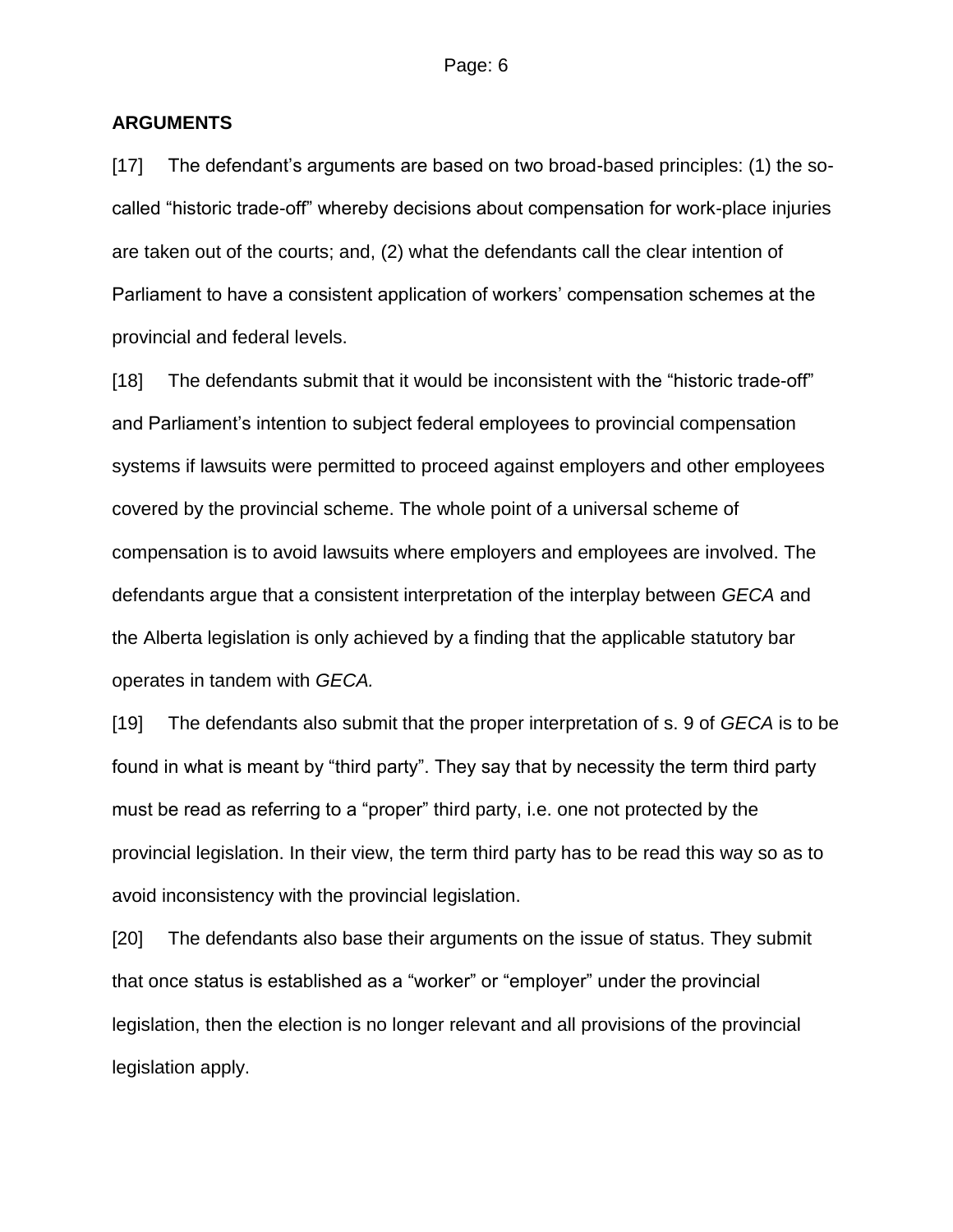## ARGUMENTS

[17] The defendant's arguments are based on two broad-based principles: (1) the so-called "historic trade-off" whereby decisions about compensation for work-place injuries are taken out of the courts; and, (2) what the defendants call the clear intention of Parliament to have a consistent application of workers' compensation schemes at the provincial and federal levels.

[18] The defendants submit that it would be inconsistent with the "historic trade-off" and Parliament's intention to subject federal employees to provincial compensation systems if lawsuits were permitted to proceed against employers and other employees covered by the provincial scheme. The whole point of a universal scheme of compensation is to avoid lawsuits where employers and employees are involved. The defendants argue that a consistent interpretation of the interplay between *GECA* and the Alberta legislation is only achieved by a finding that the applicable statutory bar operates in tandem with *GECA.*

[19] The defendants also submit that the proper interpretation of s. 9 of *GECA* is to be found in what is meant by "third party". They say that by necessity the term third party must be read as referring to a "proper" third party, i.e. one not protected by the provincial legislation. In their view, the term third party has to be read this way so as to avoid inconsistency with the provincial legislation.

[20] The defendants also base their arguments on the issue of status. They submit that once status is established as a "worker" or "employer" under the provincial legislation, then the election is no longer relevant and all provisions of the provincial legislation apply.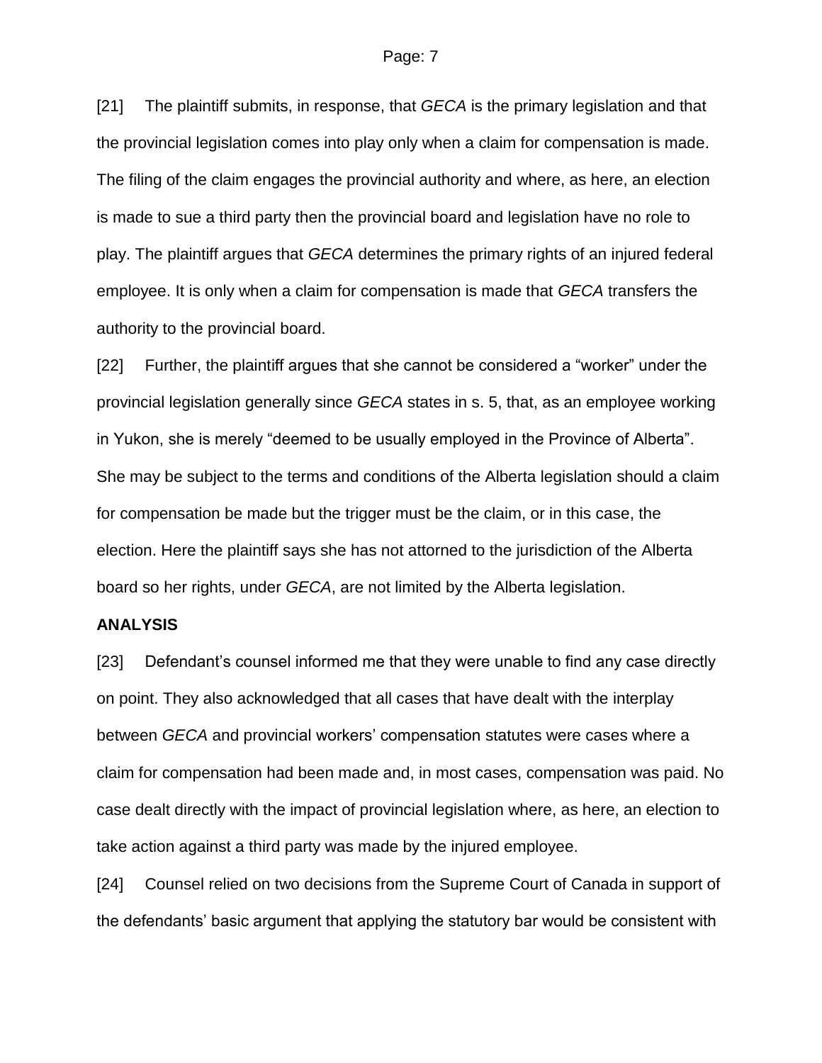[21] The plaintiff submits, in response, that *GECA* is the primary legislation and that the provincial legislation comes into play only when a claim for compensation is made. The filing of the claim engages the provincial authority and where, as here, an election is made to sue a third party then the provincial board and legislation have no role to play. The plaintiff argues that *GECA* determines the primary rights of an injured federal employee. It is only when a claim for compensation is made that *GECA* transfers the authority to the provincial board.

[22] Further, the plaintiff argues that she cannot be considered a "worker" under the provincial legislation generally since *GECA* states in s. 5, that, as an employee working in Yukon, she is merely "deemed to be usually employed in the Province of Alberta". She may be subject to the terms and conditions of the Alberta legislation should a claim for compensation be made but the trigger must be the claim, or in this case, the election. Here the plaintiff says she has not attorned to the jurisdiction of the Alberta board so her rights, under *GECA*, are not limited by the Alberta legislation.

**ANALYSIS**

[23] Defendant's counsel informed me that they were unable to find any case directly on point. They also acknowledged that all cases that have dealt with the interplay between *GECA* and provincial workers' compensation statutes were cases where a claim for compensation had been made and, in most cases, compensation was paid. No case dealt directly with the impact of provincial legislation where, as here, an election to take action against a third party was made by the injured employee.

[24] Counsel relied on two decisions from the Supreme Court of Canada in support of the defendants' basic argument that applying the statutory bar would be consistent with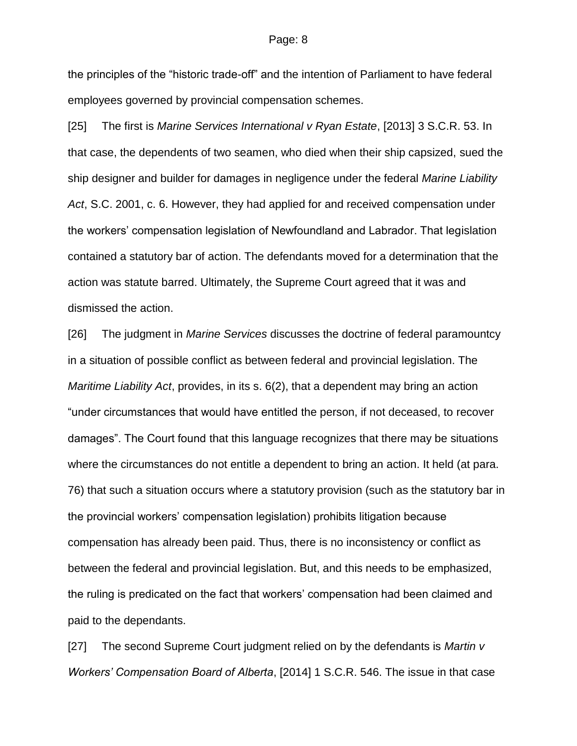the principles of the “historic trade-off” and the intention of Parliament to have federal employees governed by provincial compensation schemes.

[25] The first is *Marine Services International v Ryan Estate*, [2013] 3 S.C.R. 53. In that case, the dependents of two seamen, who died when their ship capsized, sued the ship designer and builder for damages in negligence under the federal *Marine Liability Act*, S.C. 2001, c. 6. However, they had applied for and received compensation under the workers’ compensation legislation of Newfoundland and Labrador. That legislation contained a statutory bar of action. The defendants moved for a determination that the action was statute barred. Ultimately, the Supreme Court agreed that it was and dismissed the action.

[26] The judgment in *Marine Services* discusses the doctrine of federal paramountcy in a situation of possible conflict as between federal and provincial legislation. The *Maritime Liability Act*, provides, in its s. 6(2), that a dependent may bring an action “under circumstances that would have entitled the person, if not deceased, to recover damages”. The Court found that this language recognizes that there may be situations where the circumstances do not entitle a dependent to bring an action. It held (at para. 76) that such a situation occurs where a statutory provision (such as the statutory bar in the provincial workers’ compensation legislation) prohibits litigation because compensation has already been paid. Thus, there is no inconsistency or conflict as between the federal and provincial legislation. But, and this needs to be emphasized, the ruling is predicated on the fact that workers’ compensation had been claimed and paid to the dependants.

[27] The second Supreme Court judgment relied on by the defendants is *Martin v Workers’ Compensation Board of Alberta*, [2014] 1 S.C.R. 546. The issue in that case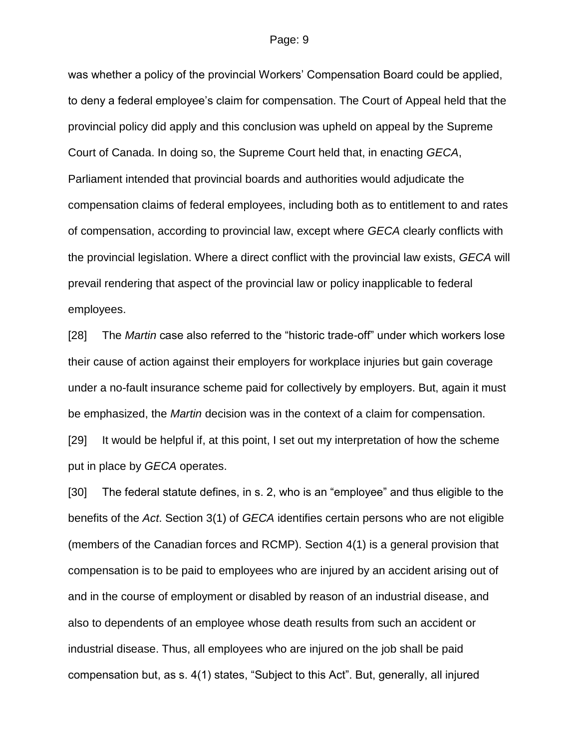was whether a policy of the provincial Workers' Compensation Board could be applied, to deny a federal employee's claim for compensation. The Court of Appeal held that the provincial policy did apply and this conclusion was upheld on appeal by the Supreme Court of Canada. In doing so, the Supreme Court held that, in enacting *GECA*, Parliament intended that provincial boards and authorities would adjudicate the compensation claims of federal employees, including both as to entitlement to and rates of compensation, according to provincial law, except where *GECA* clearly conflicts with the provincial legislation. Where a direct conflict with the provincial law exists, *GECA* will prevail rendering that aspect of the provincial law or policy inapplicable to federal employees.

[28] The *Martin* case also referred to the "historic trade-off" under which workers lose their cause of action against their employers for workplace injuries but gain coverage under a no-fault insurance scheme paid for collectively by employers. But, again it must be emphasized, the *Martin* decision was in the context of a claim for compensation.

[29] It would be helpful if, at this point, I set out my interpretation of how the scheme put in place by *GECA* operates.

[30] The federal statute defines, in s. 2, who is an "employee" and thus eligible to the benefits of the *Act*. Section 3(1) of *GECA* identifies certain persons who are not eligible (members of the Canadian forces and RCMP). Section 4(1) is a general provision that compensation is to be paid to employees who are injured by an accident arising out of and in the course of employment or disabled by reason of an industrial disease, and also to dependents of an employee whose death results from such an accident or industrial disease. Thus, all employees who are injured on the job shall be paid compensation but, as s. 4(1) states, "Subject to this Act". But, generally, all injured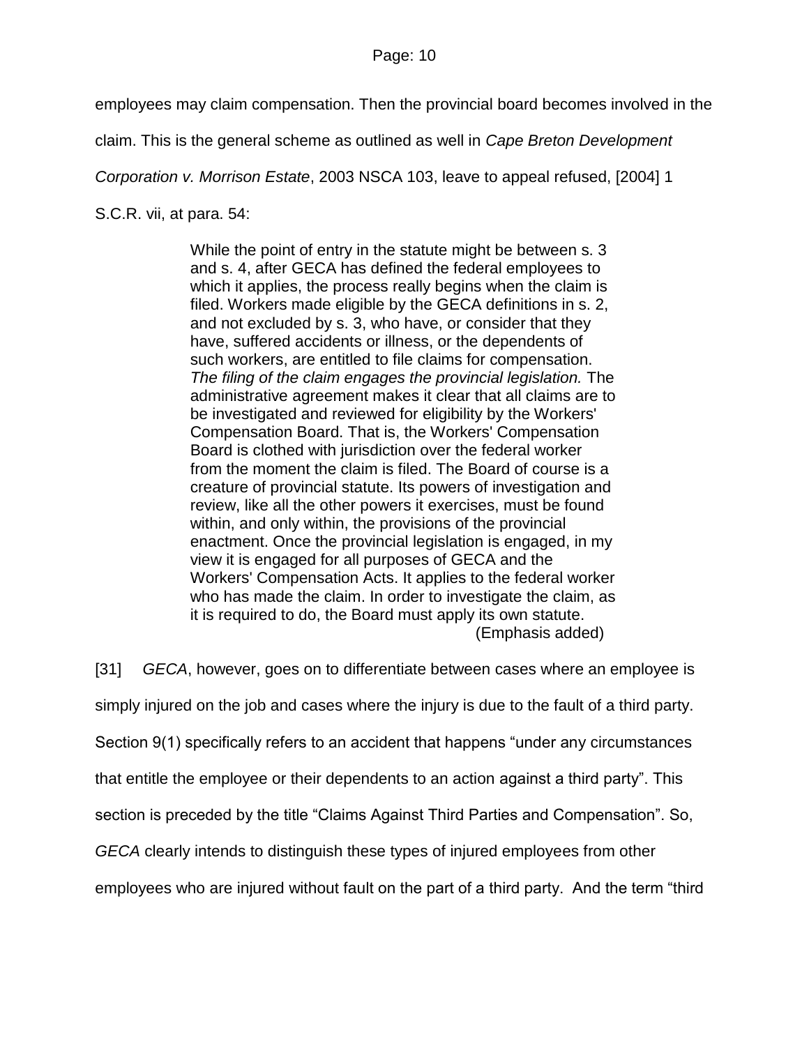employees may claim compensation. Then the provincial board becomes involved in the claim. This is the general scheme as outlined as well in *Cape Breton Development Corporation v. Morrison Estate*, 2003 NSCA 103, leave to appeal refused, [2004] 1 S.C.R. vii, at para. 54:

> While the point of entry in the statute might be between s. 3 and s. 4, after GECA has defined the federal employees to which it applies, the process really begins when the claim is filed. Workers made eligible by the GECA definitions in s. 2, and not excluded by s. 3, who have, or consider that they have, suffered accidents or illness, or the dependents of such workers, are entitled to file claims for compensation. *The filing of the claim engages the provincial legislation.* The administrative agreement makes it clear that all claims are to be investigated and reviewed for eligibility by the Workers' Compensation Board. That is, the Workers' Compensation Board is clothed with jurisdiction over the federal worker from the moment the claim is filed. The Board of course is a creature of provincial statute. Its powers of investigation and review, like all the other powers it exercises, must be found within, and only within, the provisions of the provincial enactment. Once the provincial legislation is engaged, in my view it is engaged for all purposes of GECA and the Workers' Compensation Acts. It applies to the federal worker who has made the claim. In order to investigate the claim, as it is required to do, the Board must apply its own statute.
>
> (Emphasis added)

[31] *GECA*, however, goes on to differentiate between cases where an employee is simply injured on the job and cases where the injury is due to the fault of a third party. Section 9(1) specifically refers to an accident that happens "under any circumstances that entitle the employee or their dependents to an action against a third party". This section is preceded by the title "Claims Against Third Parties and Compensation". So, *GECA* clearly intends to distinguish these types of injured employees from other employees who are injured without fault on the part of a third party. And the term "third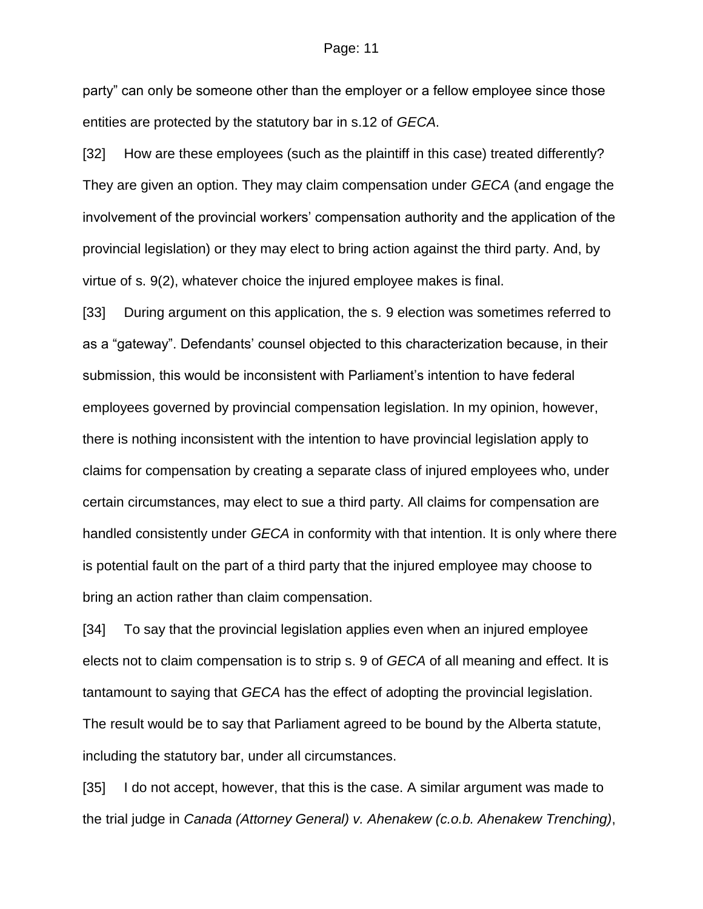party" can only be someone other than the employer or a fellow employee since those entities are protected by the statutory bar in s.12 of *GECA*.

[32] How are these employees (such as the plaintiff in this case) treated differently? They are given an option. They may claim compensation under *GECA* (and engage the involvement of the provincial workers' compensation authority and the application of the provincial legislation) or they may elect to bring action against the third party. And, by virtue of s. 9(2), whatever choice the injured employee makes is final.

[33] During argument on this application, the s. 9 election was sometimes referred to as a "gateway". Defendants' counsel objected to this characterization because, in their submission, this would be inconsistent with Parliament's intention to have federal employees governed by provincial compensation legislation. In my opinion, however, there is nothing inconsistent with the intention to have provincial legislation apply to claims for compensation by creating a separate class of injured employees who, under certain circumstances, may elect to sue a third party. All claims for compensation are handled consistently under *GECA* in conformity with that intention. It is only where there is potential fault on the part of a third party that the injured employee may choose to bring an action rather than claim compensation.

[34] To say that the provincial legislation applies even when an injured employee elects not to claim compensation is to strip s. 9 of *GECA* of all meaning and effect. It is tantamount to saying that *GECA* has the effect of adopting the provincial legislation. The result would be to say that Parliament agreed to be bound by the Alberta statute, including the statutory bar, under all circumstances.

[35] I do not accept, however, that this is the case. A similar argument was made to the trial judge in *Canada (Attorney General) v. Ahenakew (c.o.b. Ahenakew Trenching)*,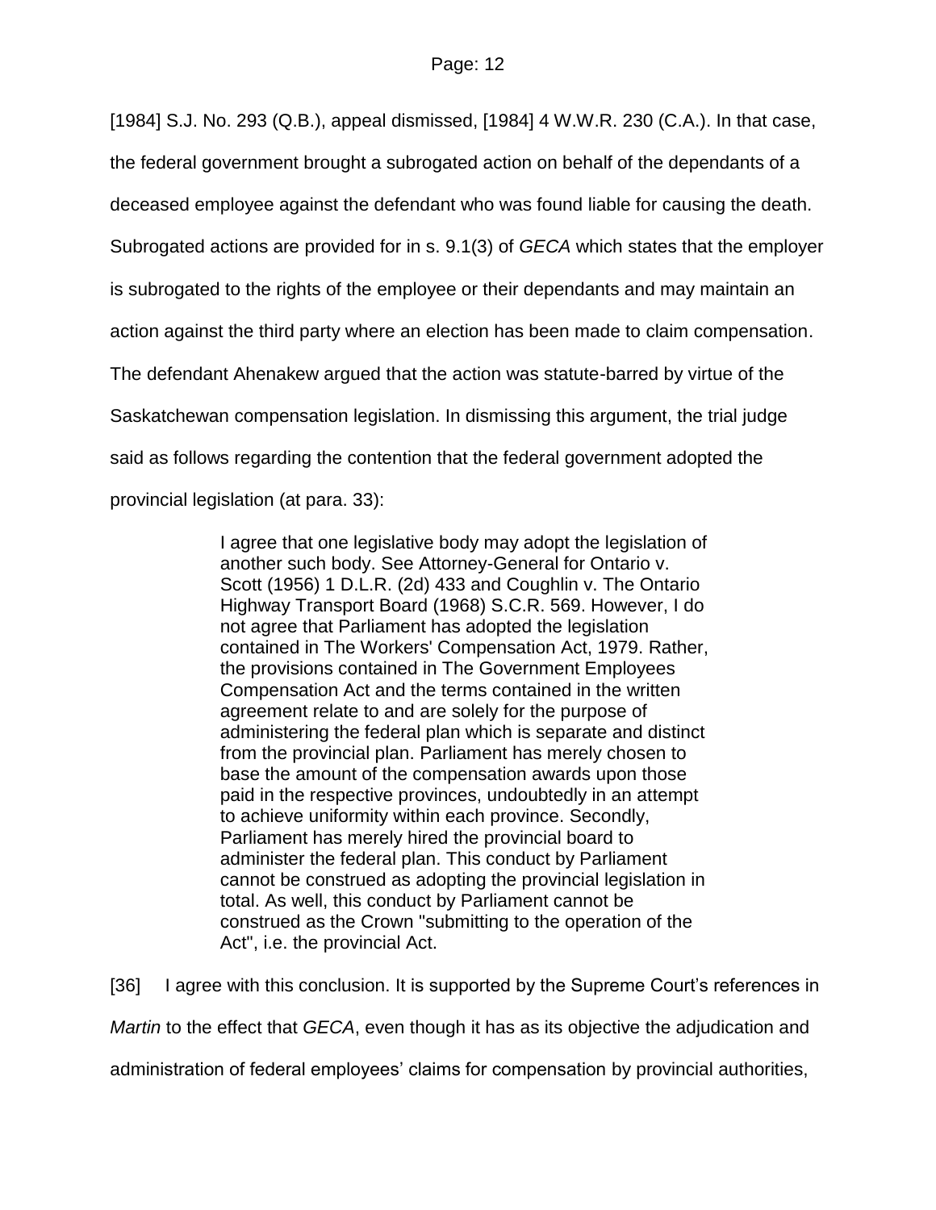[1984] S.J. No. 293 (Q.B.), appeal dismissed, [1984] 4 W.W.R. 230 (C.A.). In that case, the federal government brought a subrogated action on behalf of the dependants of a deceased employee against the defendant who was found liable for causing the death. Subrogated actions are provided for in s. 9.1(3) of *GECA* which states that the employer is subrogated to the rights of the employee or their dependants and may maintain an action against the third party where an election has been made to claim compensation. The defendant Ahenakew argued that the action was statute-barred by virtue of the Saskatchewan compensation legislation. In dismissing this argument, the trial judge said as follows regarding the contention that the federal government adopted the provincial legislation (at para. 33):

> I agree that one legislative body may adopt the legislation of another such body. See Attorney-General for Ontario v. Scott (1956) 1 D.L.R. (2d) 433 and Coughlin v. The Ontario Highway Transport Board (1968) S.C.R. 569. However, I do not agree that Parliament has adopted the legislation contained in The Workers' Compensation Act, 1979. Rather, the provisions contained in The Government Employees Compensation Act and the terms contained in the written agreement relate to and are solely for the purpose of administering the federal plan which is separate and distinct from the provincial plan. Parliament has merely chosen to base the amount of the compensation awards upon those paid in the respective provinces, undoubtedly in an attempt to achieve uniformity within each province. Secondly, Parliament has merely hired the provincial board to administer the federal plan. This conduct by Parliament cannot be construed as adopting the provincial legislation in total. As well, this conduct by Parliament cannot be construed as the Crown "submitting to the operation of the Act", i.e. the provincial Act.

[36] I agree with this conclusion. It is supported by the Supreme Court's references in *Martin* to the effect that *GECA*, even though it has as its objective the adjudication and administration of federal employees' claims for compensation by provincial authorities,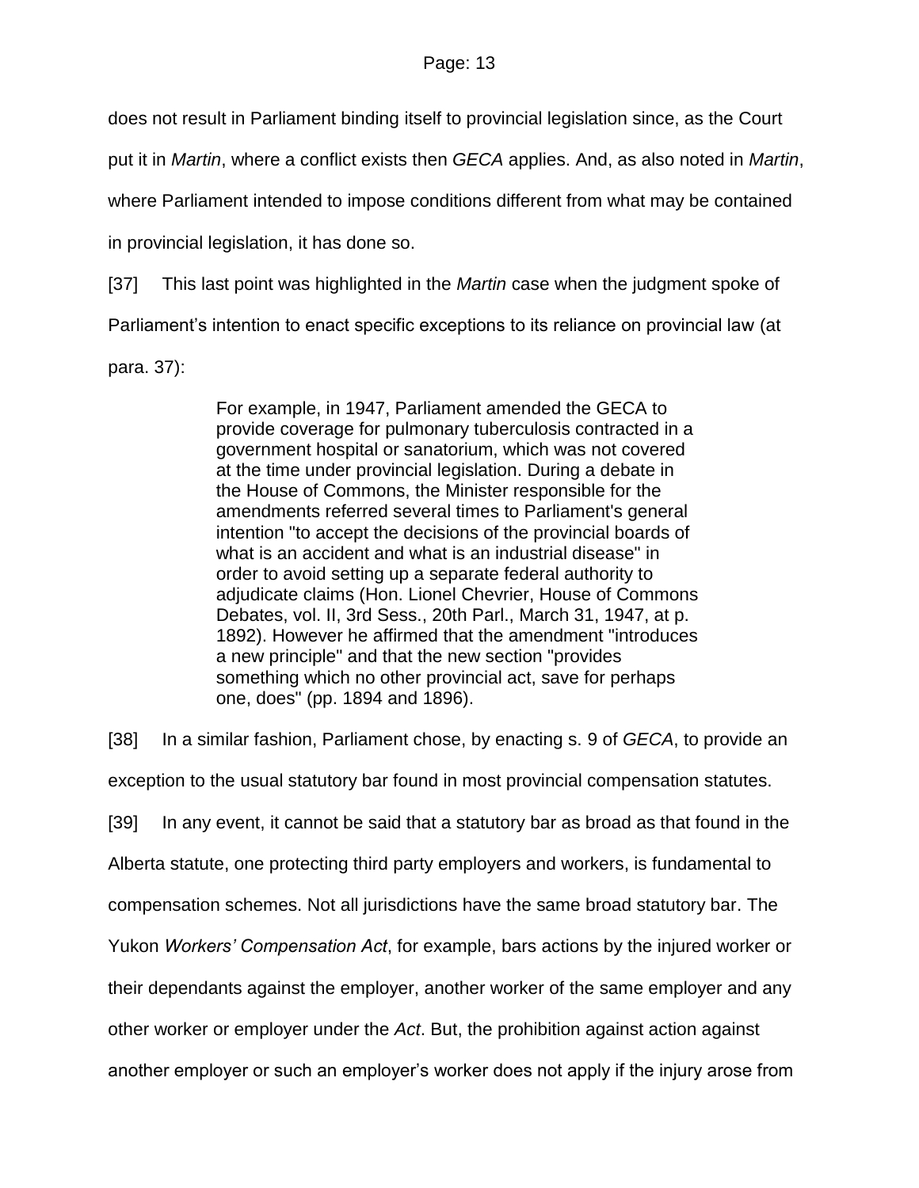does not result in Parliament binding itself to provincial legislation since, as the Court put it in *Martin*, where a conflict exists then *GECA* applies. And, as also noted in *Martin*, where Parliament intended to impose conditions different from what may be contained in provincial legislation, it has done so.

[37] This last point was highlighted in the *Martin* case when the judgment spoke of Parliament's intention to enact specific exceptions to its reliance on provincial law (at para. 37):

> For example, in 1947, Parliament amended the GECA to provide coverage for pulmonary tuberculosis contracted in a government hospital or sanatorium, which was not covered at the time under provincial legislation. During a debate in the House of Commons, the Minister responsible for the amendments referred several times to Parliament's general intention "to accept the decisions of the provincial boards of what is an accident and what is an industrial disease" in order to avoid setting up a separate federal authority to adjudicate claims (Hon. Lionel Chevrier, House of Commons Debates, vol. II, 3rd Sess., 20th Parl., March 31, 1947, at p. 1892). However he affirmed that the amendment "introduces a new principle" and that the new section "provides something which no other provincial act, save for perhaps one, does" (pp. 1894 and 1896).

[38] In a similar fashion, Parliament chose, by enacting s. 9 of *GECA*, to provide an exception to the usual statutory bar found in most provincial compensation statutes.

[39] In any event, it cannot be said that a statutory bar as broad as that found in the Alberta statute, one protecting third party employers and workers, is fundamental to compensation schemes. Not all jurisdictions have the same broad statutory bar. The Yukon *Workers' Compensation Act*, for example, bars actions by the injured worker or their dependants against the employer, another worker of the same employer and any other worker or employer under the *Act*. But, the prohibition against action against another employer or such an employer's worker does not apply if the injury arose from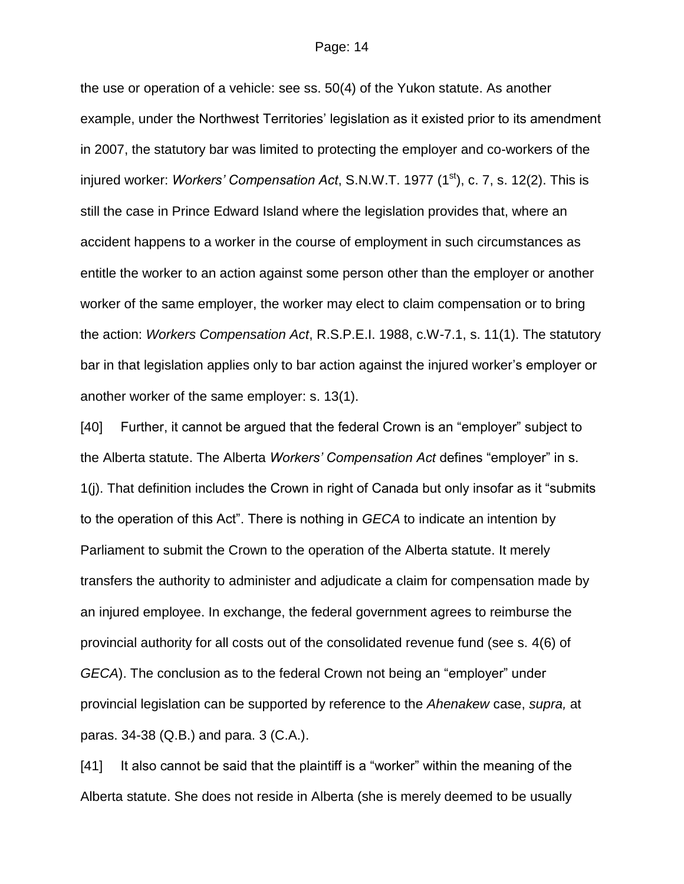the use or operation of a vehicle: see ss. 50(4) of the Yukon statute. As another example, under the Northwest Territories' legislation as it existed prior to its amendment in 2007, the statutory bar was limited to protecting the employer and co-workers of the injured worker: *Workers' Compensation Act*, S.N.W.T. 1977 (1st), c. 7, s. 12(2). This is still the case in Prince Edward Island where the legislation provides that, where an accident happens to a worker in the course of employment in such circumstances as entitle the worker to an action against some person other than the employer or another worker of the same employer, the worker may elect to claim compensation or to bring the action: *Workers Compensation Act*, R.S.P.E.I. 1988, c.W-7.1, s. 11(1). The statutory bar in that legislation applies only to bar action against the injured worker's employer or another worker of the same employer: s. 13(1).

[40] Further, it cannot be argued that the federal Crown is an "employer" subject to the Alberta statute. The Alberta *Workers' Compensation Act* defines "employer" in s. 1(j). That definition includes the Crown in right of Canada but only insofar as it "submits to the operation of this Act". There is nothing in *GECA* to indicate an intention by Parliament to submit the Crown to the operation of the Alberta statute. It merely transfers the authority to administer and adjudicate a claim for compensation made by an injured employee. In exchange, the federal government agrees to reimburse the provincial authority for all costs out of the consolidated revenue fund (see s. 4(6) of *GECA*). The conclusion as to the federal Crown not being an "employer" under provincial legislation can be supported by reference to the *Ahenakew* case, *supra,* at paras. 34-38 (Q.B.) and para. 3 (C.A.).

[41] It also cannot be said that the plaintiff is a "worker" within the meaning of the Alberta statute. She does not reside in Alberta (she is merely deemed to be usually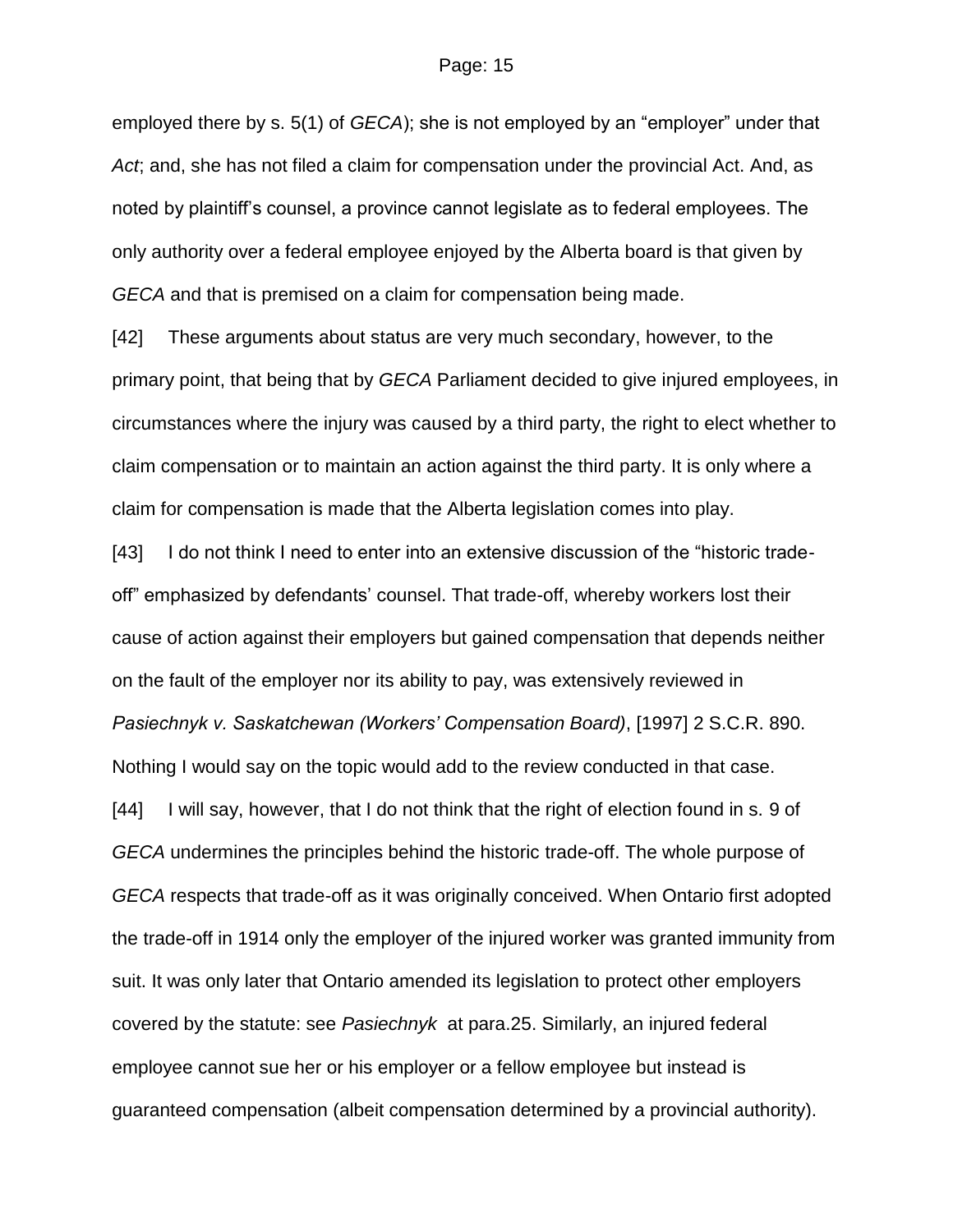employed there by s. 5(1) of *GECA*); she is not employed by an "employer" under that *Act*; and, she has not filed a claim for compensation under the provincial Act. And, as noted by plaintiff's counsel, a province cannot legislate as to federal employees. The only authority over a federal employee enjoyed by the Alberta board is that given by *GECA* and that is premised on a claim for compensation being made.

[42] These arguments about status are very much secondary, however, to the primary point, that being that by *GECA* Parliament decided to give injured employees, in circumstances where the injury was caused by a third party, the right to elect whether to claim compensation or to maintain an action against the third party. It is only where a claim for compensation is made that the Alberta legislation comes into play.

[43] I do not think I need to enter into an extensive discussion of the "historic trade-off" emphasized by defendants' counsel. That trade-off, whereby workers lost their cause of action against their employers but gained compensation that depends neither on the fault of the employer nor its ability to pay, was extensively reviewed in *Pasiechnyk v. Saskatchewan (Workers' Compensation Board)*, [1997] 2 S.C.R. 890. Nothing I would say on the topic would add to the review conducted in that case.

[44] I will say, however, that I do not think that the right of election found in s. 9 of *GECA* undermines the principles behind the historic trade-off. The whole purpose of *GECA* respects that trade-off as it was originally conceived. When Ontario first adopted the trade-off in 1914 only the employer of the injured worker was granted immunity from suit. It was only later that Ontario amended its legislation to protect other employers covered by the statute: see *Pasiechnyk* at para.25. Similarly, an injured federal employee cannot sue her or his employer or a fellow employee but instead is guaranteed compensation (albeit compensation determined by a provincial authority).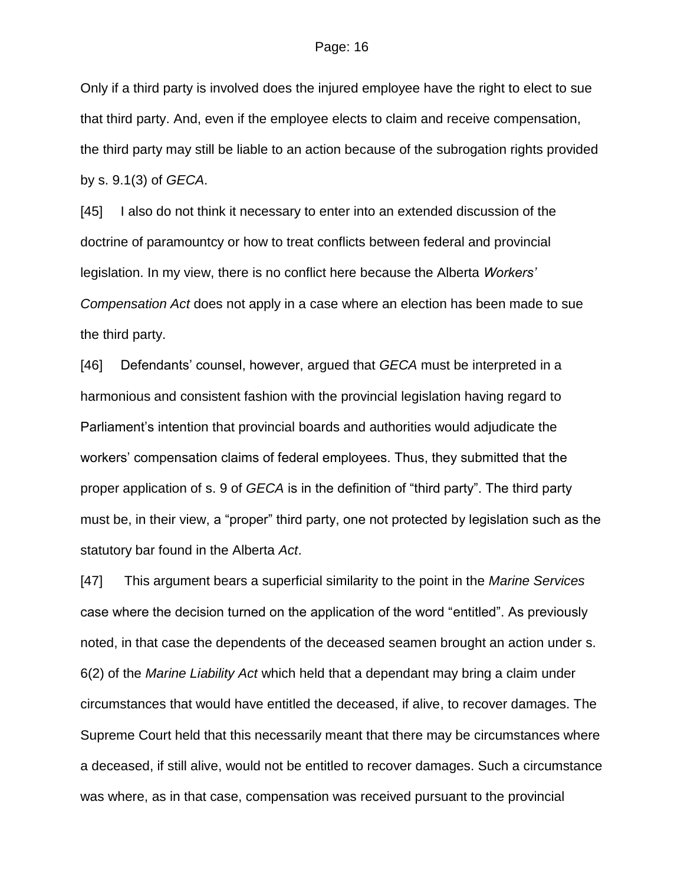Only if a third party is involved does the injured employee have the right to elect to sue that third party. And, even if the employee elects to claim and receive compensation, the third party may still be liable to an action because of the subrogation rights provided by s. 9.1(3) of *GECA*.

[45] I also do not think it necessary to enter into an extended discussion of the doctrine of paramountcy or how to treat conflicts between federal and provincial legislation. In my view, there is no conflict here because the Alberta *Workers' Compensation Act* does not apply in a case where an election has been made to sue the third party.

[46] Defendants' counsel, however, argued that *GECA* must be interpreted in a harmonious and consistent fashion with the provincial legislation having regard to Parliament's intention that provincial boards and authorities would adjudicate the workers' compensation claims of federal employees. Thus, they submitted that the proper application of s. 9 of *GECA* is in the definition of "third party". The third party must be, in their view, a "proper" third party, one not protected by legislation such as the statutory bar found in the Alberta *Act*.

[47] This argument bears a superficial similarity to the point in the *Marine Services* case where the decision turned on the application of the word "entitled". As previously noted, in that case the dependents of the deceased seamen brought an action under s. 6(2) of the *Marine Liability Act* which held that a dependant may bring a claim under circumstances that would have entitled the deceased, if alive, to recover damages. The Supreme Court held that this necessarily meant that there may be circumstances where a deceased, if still alive, would not be entitled to recover damages. Such a circumstance was where, as in that case, compensation was received pursuant to the provincial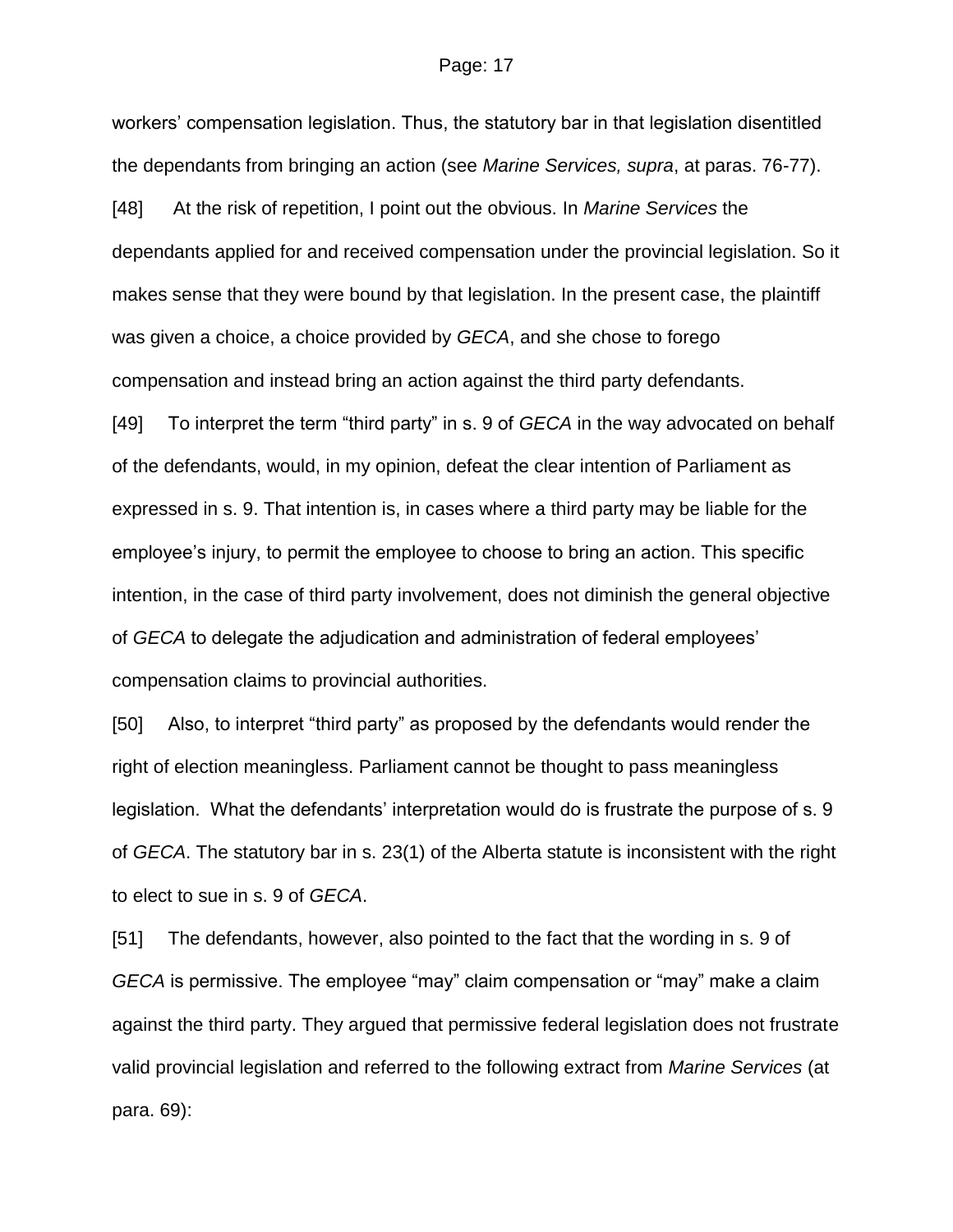workers' compensation legislation. Thus, the statutory bar in that legislation disentitled the dependants from bringing an action (see *Marine Services, supra*, at paras. 76-77).

[48] At the risk of repetition, I point out the obvious. In *Marine Services* the dependants applied for and received compensation under the provincial legislation. So it makes sense that they were bound by that legislation. In the present case, the plaintiff was given a choice, a choice provided by *GECA*, and she chose to forego compensation and instead bring an action against the third party defendants.

[49] To interpret the term "third party" in s. 9 of *GECA* in the way advocated on behalf of the defendants, would, in my opinion, defeat the clear intention of Parliament as expressed in s. 9. That intention is, in cases where a third party may be liable for the employee's injury, to permit the employee to choose to bring an action. This specific intention, in the case of third party involvement, does not diminish the general objective of *GECA* to delegate the adjudication and administration of federal employees' compensation claims to provincial authorities.

[50] Also, to interpret "third party" as proposed by the defendants would render the right of election meaningless. Parliament cannot be thought to pass meaningless legislation. What the defendants' interpretation would do is frustrate the purpose of s. 9 of *GECA*. The statutory bar in s. 23(1) of the Alberta statute is inconsistent with the right to elect to sue in s. 9 of *GECA*.

[51] The defendants, however, also pointed to the fact that the wording in s. 9 of *GECA* is permissive. The employee "may" claim compensation or "may" make a claim against the third party. They argued that permissive federal legislation does not frustrate valid provincial legislation and referred to the following extract from *Marine Services* (at para. 69):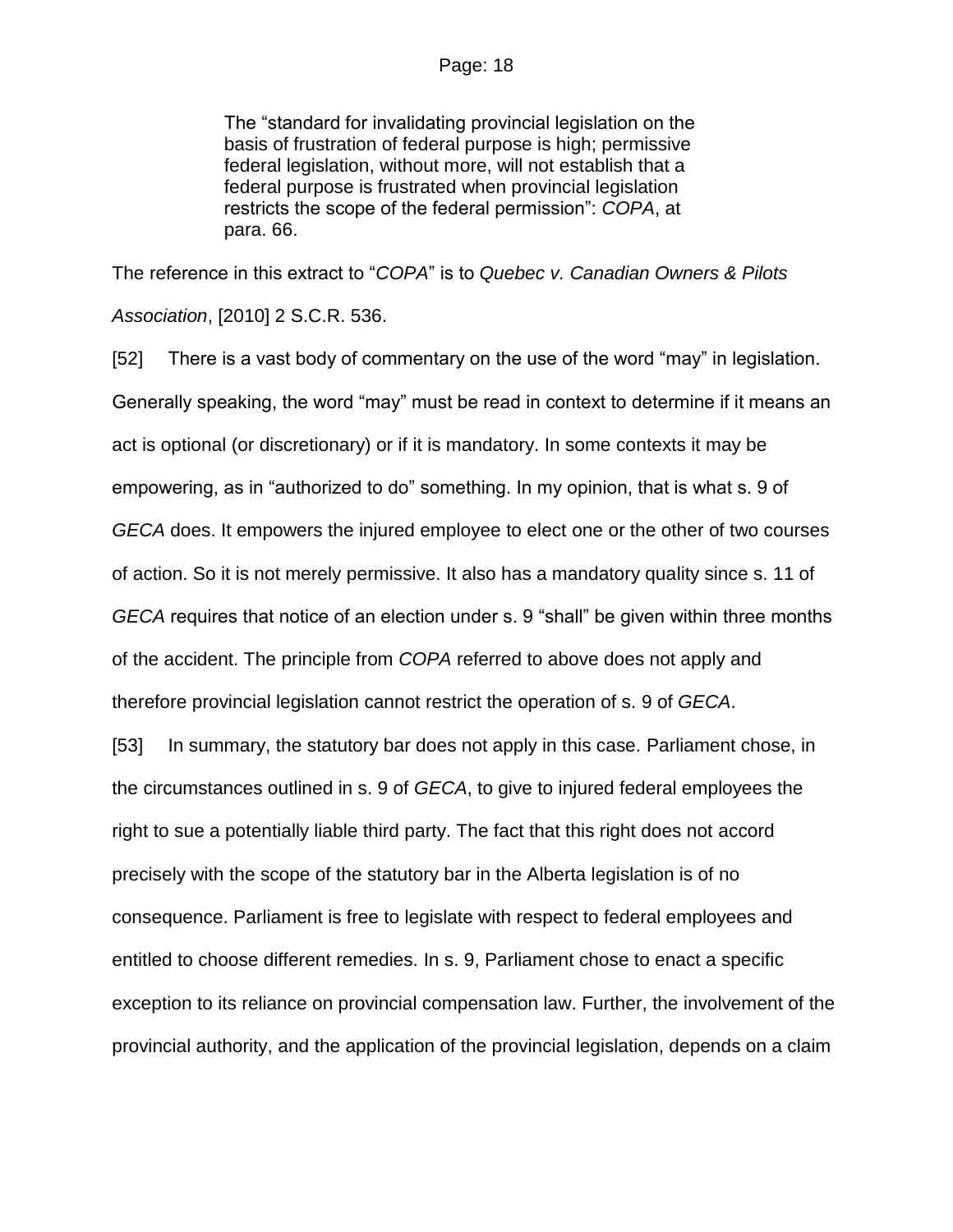> The "standard for invalidating provincial legislation on the basis of frustration of federal purpose is high; permissive federal legislation, without more, will not establish that a federal purpose is frustrated when provincial legislation restricts the scope of the federal permission": *COPA*, at para. 66.

The reference in this extract to "*COPA*" is to *Quebec v. Canadian Owners & Pilots Association*, [2010] 2 S.C.R. 536.

[52] There is a vast body of commentary on the use of the word "may" in legislation. Generally speaking, the word "may" must be read in context to determine if it means an act is optional (or discretionary) or if it is mandatory. In some contexts it may be empowering, as in "authorized to do" something. In my opinion, that is what s. 9 of *GECA* does. It empowers the injured employee to elect one or the other of two courses of action. So it is not merely permissive. It also has a mandatory quality since s. 11 of *GECA* requires that notice of an election under s. 9 "shall" be given within three months of the accident. The principle from *COPA* referred to above does not apply and therefore provincial legislation cannot restrict the operation of s. 9 of *GECA*.

[53] In summary, the statutory bar does not apply in this case. Parliament chose, in the circumstances outlined in s. 9 of *GECA*, to give to injured federal employees the right to sue a potentially liable third party. The fact that this right does not accord precisely with the scope of the statutory bar in the Alberta legislation is of no consequence. Parliament is free to legislate with respect to federal employees and entitled to choose different remedies. In s. 9, Parliament chose to enact a specific exception to its reliance on provincial compensation law. Further, the involvement of the provincial authority, and the application of the provincial legislation, depends on a claim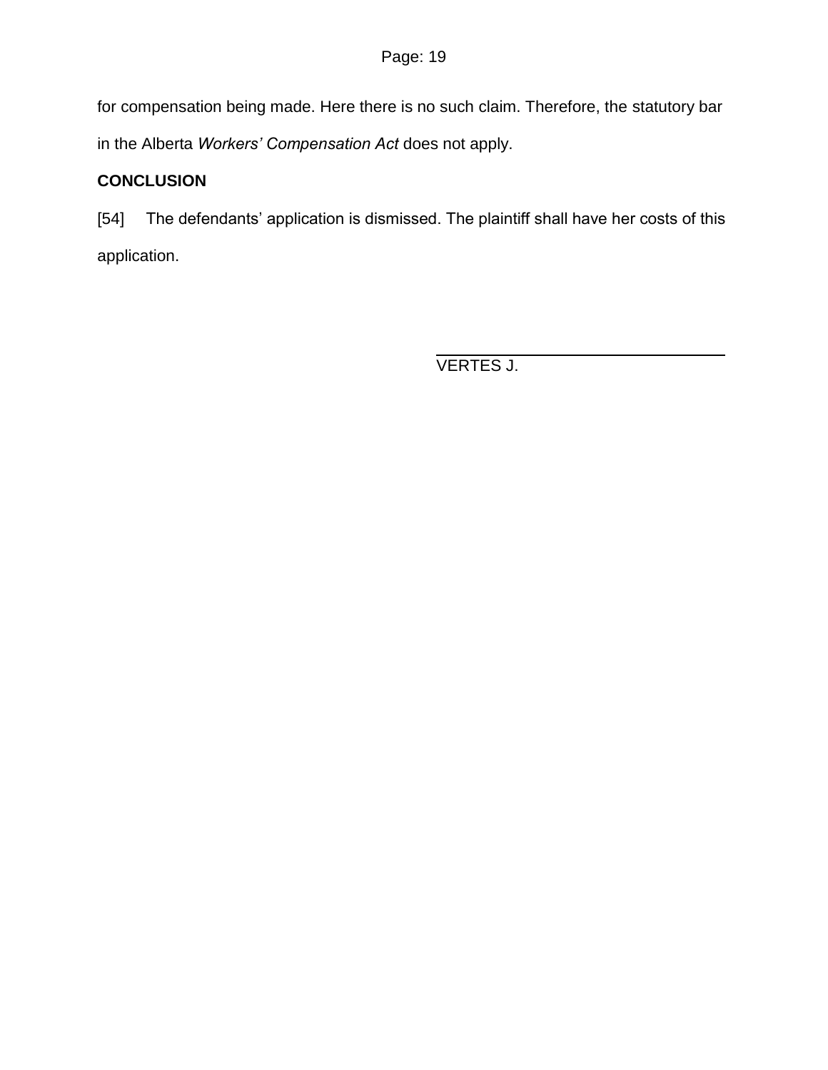for compensation being made. Here there is no such claim. Therefore, the statutory bar in the Alberta *Workers' Compensation Act* does not apply.

## CONCLUSION

[54] The defendants' application is dismissed. The plaintiff shall have her costs of this application.

VERTES J.